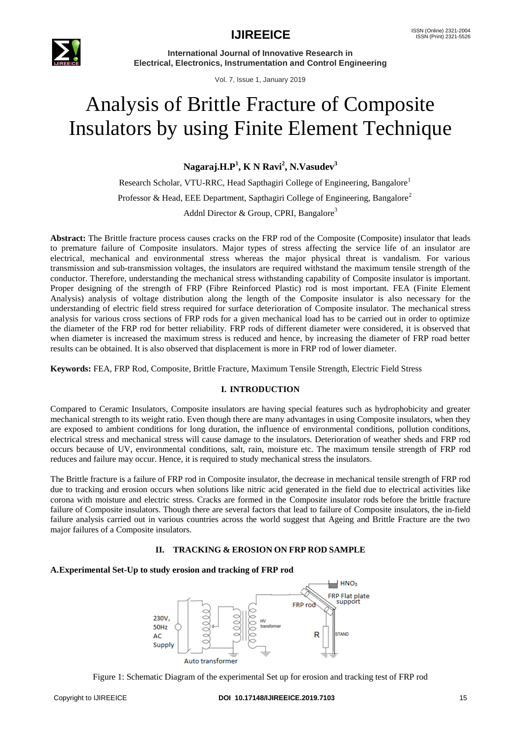# Analysis of Brittle Fracture of Composite Insulators by using Finite Element Technique

**Nagaraj.H.P[1], K N Ravi[2], N.Vasudev[3]**

Research Scholar, VTU-RRC, Head Sapthagiri College of Engineering, Bangalore[1]

Professor & Head, EEE Department, Sapthagiri College of Engineering, Bangalore[2]

Addnl Director & Group, CPRI, Bangalore[3]

**Abstract:** The Brittle fracture process causes cracks on the FRP rod of the Composite (Composite) insulator that leads to premature failure of Composite insulators. Major types of stress affecting the service life of an insulator are electrical, mechanical and environmental stress whereas the major physical threat is vandalism. For various transmission and sub-transmission voltages, the insulators are required withstand the maximum tensile strength of the conductor. Therefore, understanding the mechanical stress withstanding capability of Composite insulator is important. Proper designing of the strength of FRP (Fibre Reinforced Plastic) rod is most important. FEA (Finite Element Analysis) analysis of voltage distribution along the length of the Composite insulator is also necessary for the understanding of electric field stress required for surface deterioration of Composite insulator. The mechanical stress analysis for various cross sections of FRP rods for a given mechanical load has to be carried out in order to optimize the diameter of the FRP rod for better reliability. FRP rods of different diameter were considered, it is observed that when diameter is increased the maximum stress is reduced and hence, by increasing the diameter of FRP road better results can be obtained. It is also observed that displacement is more in FRP rod of lower diameter.

**Keywords:** FEA, FRP Rod, Composite, Brittle Fracture, Maximum Tensile Strength, Electric Field Stress

## I. INTRODUCTION

Compared to Ceramic Insulators, Composite insulators are having special features such as hydrophobicity and greater mechanical strength to its weight ratio. Even though there are many advantages in using Composite insulators, when they are exposed to ambient conditions for long duration, the influence of environmental conditions, pollution conditions, electrical stress and mechanical stress will cause damage to the insulators. Deterioration of weather sheds and FRP rod occurs because of UV, environmental conditions, salt, rain, moisture etc. The maximum tensile strength of FRP rod reduces and failure may occur. Hence, it is required to study mechanical stress the insulators.

The Brittle fracture is a failure of FRP rod in Composite insulator, the decrease in mechanical tensile strength of FRP rod due to tracking and erosion occurs when solutions like nitric acid generated in the field due to electrical activities like corona with moisture and electric stress. Cracks are formed in the Composite insulator rods before the brittle fracture failure of Composite insulators. Though there are several factors that lead to failure of Composite insulators, the in-field failure analysis carried out in various countries across the world suggest that Ageing and Brittle Fracture are the two major failures of a Composite insulators.

## II. TRACKING & EROSION ON FRP ROD SAMPLE

### A. Experimental Set-Up to study erosion and tracking of FRP rod

$HNO_3$

FRP Flat plate support

FRP rod

230V, 50Hz AC Supply

HV transformer

R

STAND

Auto transformer

Figure 1: Schematic Diagram of the experimental Set up for erosion and tracking test of FRP rod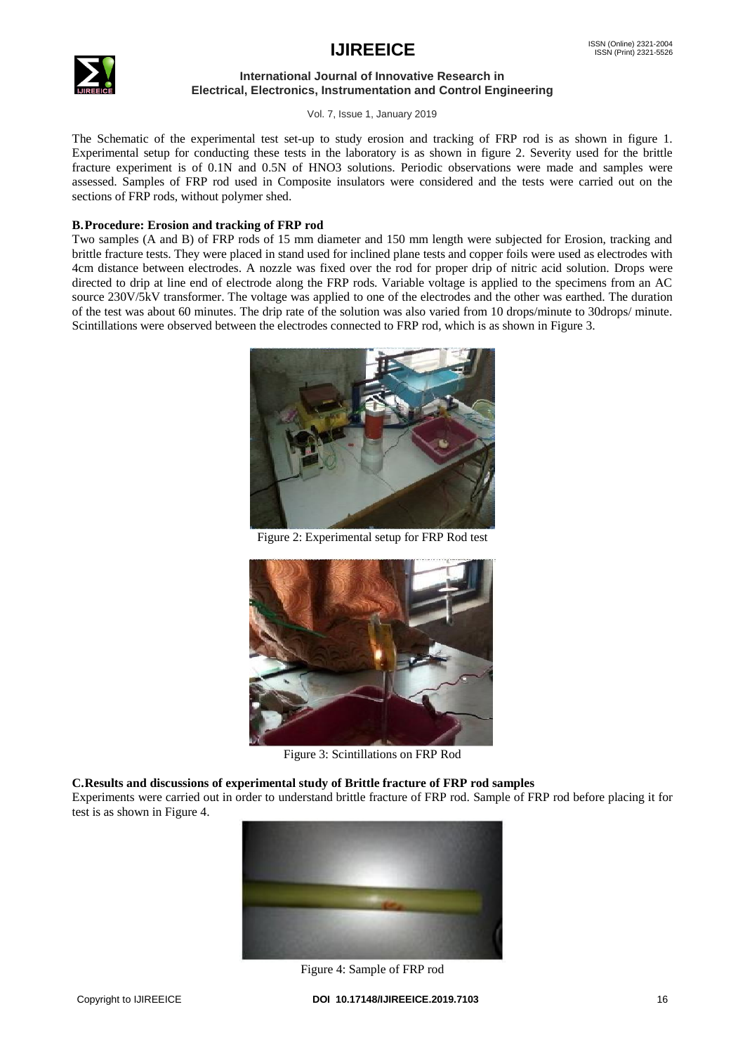The Schematic of the experimental test set-up to study erosion and tracking of FRP rod is as shown in figure 1. Experimental setup for conducting these tests in the laboratory is as shown in figure 2. Severity used for the brittle fracture experiment is of 0.1N and 0.5N of HNO3 solutions. Periodic observations were made and samples were assessed. Samples of FRP rod used in Composite insulators were considered and the tests were carried out on the sections of FRP rods, without polymer shed.

**B. Procedure: Erosion and tracking of FRP rod**

Two samples (A and B) of FRP rods of 15 mm diameter and 150 mm length were subjected for Erosion, tracking and brittle fracture tests. They were placed in stand used for inclined plane tests and copper foils were used as electrodes with 4cm distance between electrodes. A nozzle was fixed over the rod for proper drip of nitric acid solution. Drops were directed to drip at line end of electrode along the FRP rods. Variable voltage is applied to the specimens from an AC source 230V/5kV transformer. The voltage was applied to one of the electrodes and the other was earthed. The duration of the test was about 60 minutes. The drip rate of the solution was also varied from 10 drops/minute to 30drops/ minute. Scintillations were observed between the electrodes connected to FRP rod, which is as shown in Figure 3.

Figure 2: Experimental setup for FRP Rod test

Figure 3: Scintillations on FRP Rod

**C. Results and discussions of experimental study of Brittle fracture of FRP rod samples**

Experiments were carried out in order to understand brittle fracture of FRP rod. Sample of FRP rod before placing it for test is as shown in Figure 4.

Figure 4: Sample of FRP rod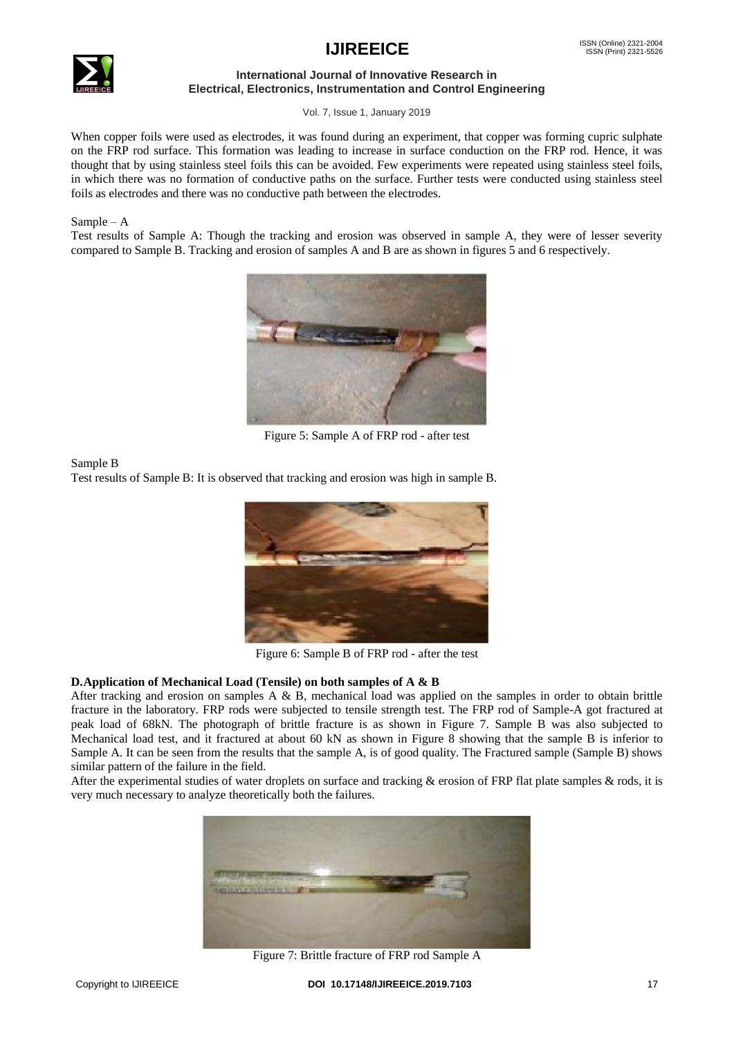When copper foils were used as electrodes, it was found during an experiment, that copper was forming cupric sulphate on the FRP rod surface. This formation was leading to increase in surface conduction on the FRP rod. Hence, it was thought that by using stainless steel foils this can be avoided. Few experiments were repeated using stainless steel foils, in which there was no formation of conductive paths on the surface. Further tests were conducted using stainless steel foils as electrodes and there was no conductive path between the electrodes.

Sample – A

Test results of Sample A: Though the tracking and erosion was observed in sample A, they were of lesser severity compared to Sample B. Tracking and erosion of samples A and B are as shown in figures 5 and 6 respectively.

Figure 5: Sample A of FRP rod - after test

Sample B

Test results of Sample B: It is observed that tracking and erosion was high in sample B.

Figure 6: Sample B of FRP rod - after the test

**D. Application of Mechanical Load (Tensile) on both samples of A & B**

After tracking and erosion on samples A & B, mechanical load was applied on the samples in order to obtain brittle fracture in the laboratory. FRP rods were subjected to tensile strength test. The FRP rod of Sample-A got fractured at peak load of 68kN. The photograph of brittle fracture is as shown in Figure 7. Sample B was also subjected to Mechanical load test, and it fractured at about 60 kN as shown in Figure 8 showing that the sample B is inferior to Sample A. It can be seen from the results that the sample A, is of good quality. The Fractured sample (Sample B) shows similar pattern of the failure in the field.

After the experimental studies of water droplets on surface and tracking & erosion of FRP flat plate samples & rods, it is very much necessary to analyze theoretically both the failures.

Figure 7: Brittle fracture of FRP rod Sample A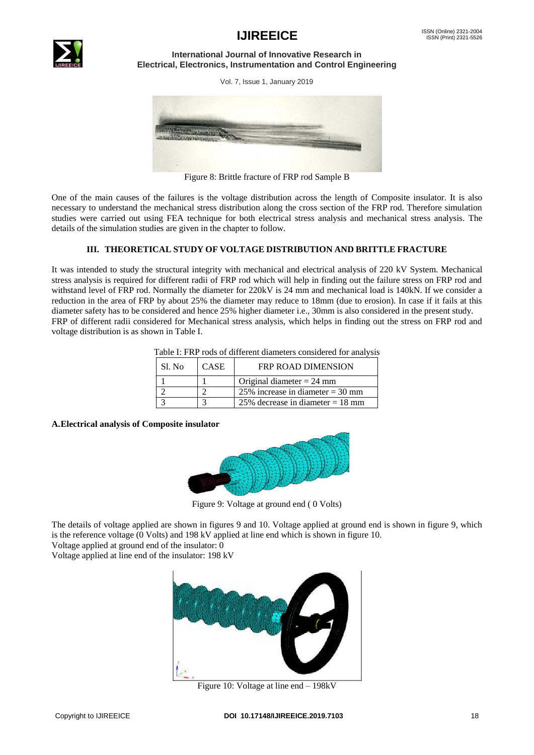Figure 8: Brittle fracture of FRP rod Sample B

One of the main causes of the failures is the voltage distribution across the length of Composite insulator. It is also necessary to understand the mechanical stress distribution along the cross section of the FRP rod. Therefore simulation studies were carried out using FEA technique for both electrical stress analysis and mechanical stress analysis. The details of the simulation studies are given in the chapter to follow.

## III. THEORETICAL STUDY OF VOLTAGE DISTRIBUTION AND BRITTLE FRACTURE

It was intended to study the structural integrity with mechanical and electrical analysis of 220 kV System. Mechanical stress analysis is required for different radii of FRP rod which will help in finding out the failure stress on FRP rod and withstand level of FRP rod. Normally the diameter for 220kV is 24 mm and mechanical load is 140kN. If we consider a reduction in the area of FRP by about 25% the diameter may reduce to 18mm (due to erosion). In case if it fails at this diameter safety has to be considered and hence 25% higher diameter i.e., 30mm is also considered in the present study.

FRP of different radii considered for Mechanical stress analysis, which helps in finding out the stress on FRP rod and voltage distribution is as shown in Table I.

Table I: FRP rods of different diameters considered for analysis

| Sl. No | CASE | FRP ROAD DIMENSION |
|---|---|---|
| 1 | 1 | Original diameter = 24 mm |
| 2 | 2 | 25% increase in diameter = 30 mm |
| 3 | 3 | 25% decrease in diameter = 18 mm |

### A. Electrical analysis of Composite insulator

Figure 9: Voltage at ground end ( 0 Volts)

The details of voltage applied are shown in figures 9 and 10. Voltage applied at ground end is shown in figure 9, which is the reference voltage (0 Volts) and 198 kV applied at line end which is shown in figure 10.

Voltage applied at ground end of the insulator: 0

Voltage applied at line end of the insulator: 198 kV

Figure 10: Voltage at line end – 198kV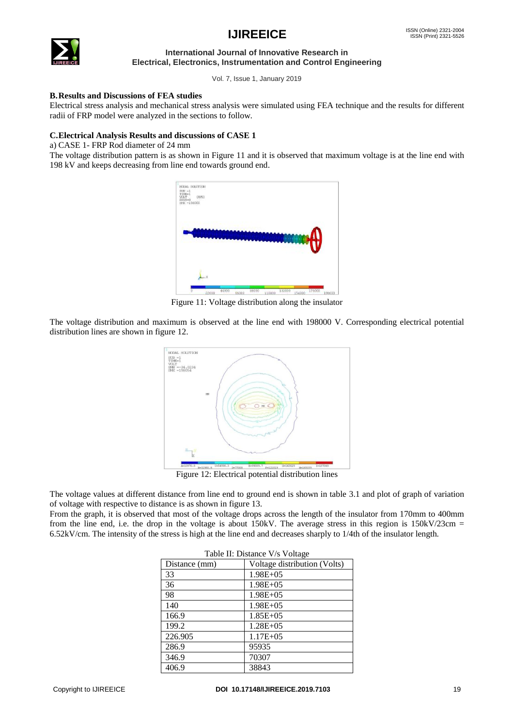### B. Results and Discussions of FEA studies

Electrical stress analysis and mechanical stress analysis were simulated using FEA technique and the results for different radii of FRP model were analyzed in the sections to follow.

### C. Electrical Analysis Results and discussions of CASE 1

a) CASE 1- FRP Rod diameter of 24 mm

The voltage distribution pattern is as shown in Figure 11 and it is observed that maximum voltage is at the line end with 198 kV and keeps decreasing from line end towards ground end.

Figure 11: Voltage distribution along the insulator

The voltage distribution and maximum is observed at the line end with 198000 V. Corresponding electrical potential distribution lines are shown in figure 12.

Figure 12: Electrical potential distribution lines

The voltage values at different distance from line end to ground end is shown in table 3.1 and plot of graph of variation of voltage with respective to distance is as shown in figure 13.

From the graph, it is observed that most of the voltage drops across the length of the insulator from 170mm to 400mm from the line end, i.e. the drop in the voltage is about 150kV. The average stress in this region is 150kV/23cm = 6.52kV/cm. The intensity of the stress is high at the line end and decreases sharply to 1/4th of the insulator length.

Table II: Distance V/s Voltage

| Distance (mm) | Voltage distribution (Volts) |
| --- | --- |
| 33 | 1.98E+05 |
| 36 | 1.98E+05 |
| 98 | 1.98E+05 |
| 140 | 1.98E+05 |
| 166.9 | 1.85E+05 |
| 199.2 | 1.28E+05 |
| 226.905 | 1.17E+05 |
| 286.9 | 95935 |
| 346.9 | 70307 |
| 406.9 | 38843 |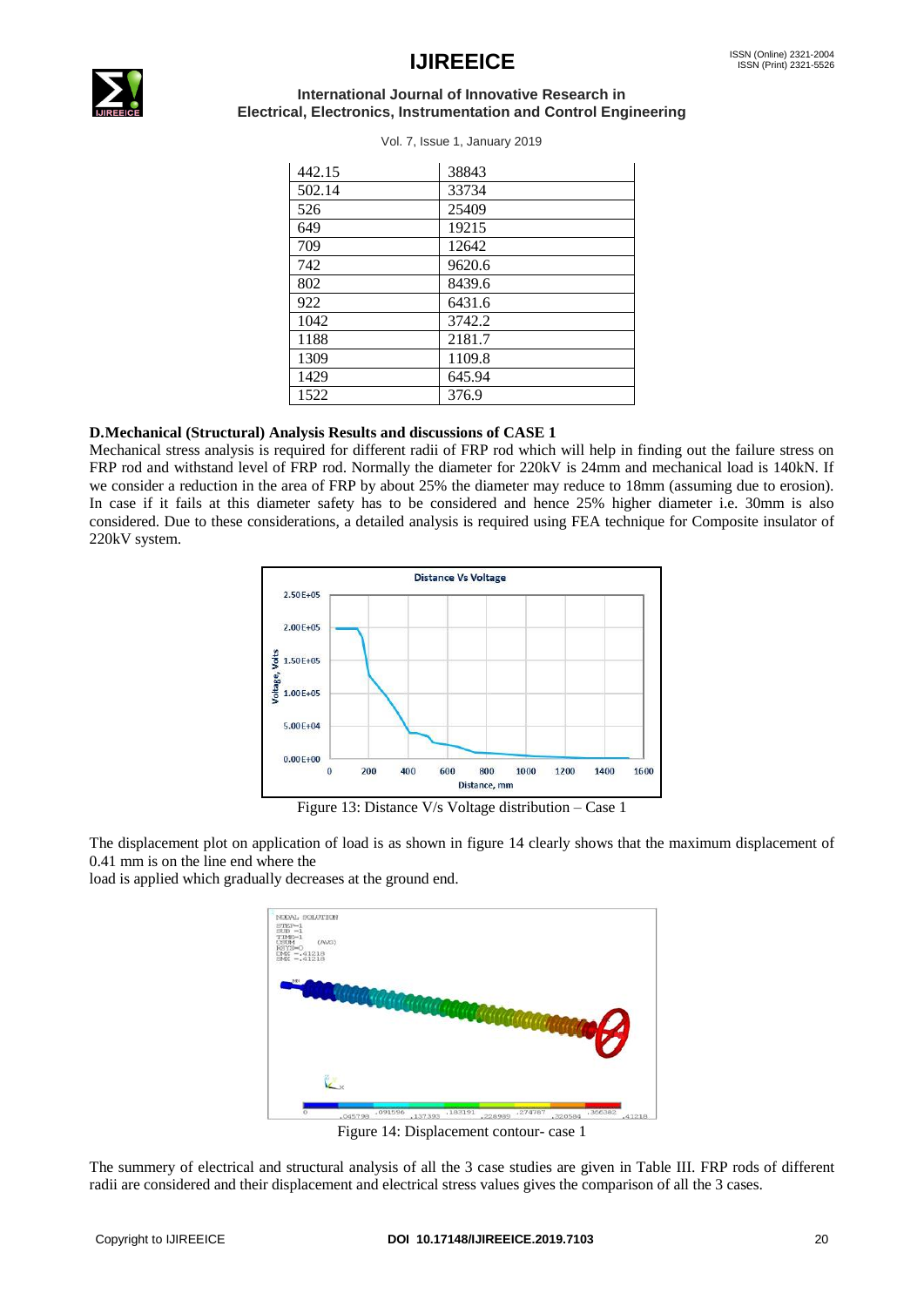| | |
|---|---|
| 442.15 | 38843 |
| 502.14 | 33734 |
| 526 | 25409 |
| 649 | 19215 |
| 709 | 12642 |
| 742 | 9620.6 |
| 802 | 8439.6 |
| 922 | 6431.6 |
| 1042 | 3742.2 |
| 1188 | 2181.7 |
| 1309 | 1109.8 |
| 1429 | 645.94 |
| 1522 | 376.9 |

**D.Mechanical (Structural) Analysis Results and discussions of CASE 1**

Mechanical stress analysis is required for different radii of FRP rod which will help in finding out the failure stress on FRP rod and withstand level of FRP rod. Normally the diameter for 220kV is 24mm and mechanical load is 140kN. If we consider a reduction in the area of FRP by about 25% the diameter may reduce to 18mm (assuming due to erosion). In case if it fails at this diameter safety has to be considered and hence 25% higher diameter i.e. 30mm is also considered. Due to these considerations, a detailed analysis is required using FEA technique for Composite insulator of 220kV system.

Distance Vs Voltage

2.50E+05
2.00E+05
1.50E+05
1.00E+05
5.00E+04
0.00E+00

Voltage, Volts

0 200 400 600 800 1000 1200 1400 1600

Distance, mm

Figure 13: Distance V/s Voltage distribution – Case 1

The displacement plot on application of load is as shown in figure 14 clearly shows that the maximum displacement of 0.41 mm is on the line end where the
load is applied which gradually decreases at the ground end.

NODAL SOLUTION
STEP=1
SUB =1
TIME=1
USUM (AVG)
RSYS=0
DMX =.41218
SMX =.41218

0 .045798 .091596 .137393 .183191 .228989 .274787 .320584 .366382 .41218

Figure 14: Displacement contour- case 1

The summery of electrical and structural analysis of all the 3 case studies are given in Table III. FRP rods of different radii are considered and their displacement and electrical stress values gives the comparison of all the 3 cases.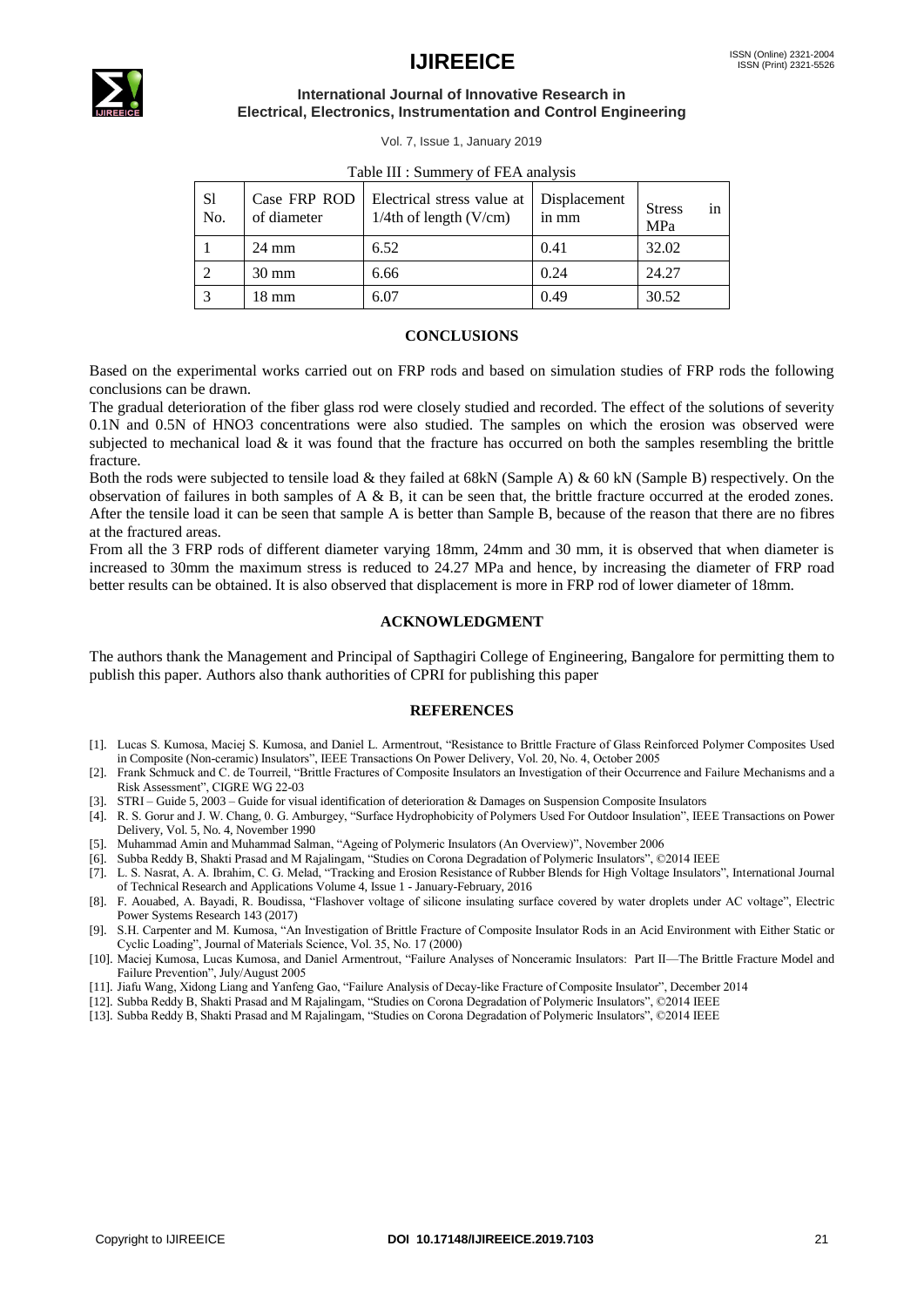Table III : Summery of FEA analysis

| Sl No. | Case FRP ROD of diameter | Electrical stress value at 1/4th of length (V/cm) | Displacement in mm | Stress in MPa |
|---|---|---|---|---|
| 1 | 24 mm | 6.52 | 0.41 | 32.02 |
| 2 | 30 mm | 6.66 | 0.24 | 24.27 |
| 3 | 18 mm | 6.07 | 0.49 | 30.52 |

## CONCLUSIONS

Based on the experimental works carried out on FRP rods and based on simulation studies of FRP rods the following conclusions can be drawn.

The gradual deterioration of the fiber glass rod were closely studied and recorded. The effect of the solutions of severity 0.1N and 0.5N of $HNO_3$ concentrations were also studied. The samples on which the erosion was observed were subjected to mechanical load & it was found that the fracture has occurred on both the samples resembling the brittle fracture.

Both the rods were subjected to tensile load & they failed at 68kN (Sample A) & 60 kN (Sample B) respectively. On the observation of failures in both samples of A & B, it can be seen that, the brittle fracture occurred at the eroded zones. After the tensile load it can be seen that sample A is better than Sample B, because of the reason that there are no fibres at the fractured areas.

From all the 3 FRP rods of different diameter varying 18mm, 24mm and 30 mm, it is observed that when diameter is increased to 30mm the maximum stress is reduced to 24.27 MPa and hence, by increasing the diameter of FRP road better results can be obtained. It is also observed that displacement is more in FRP rod of lower diameter of 18mm.

## ACKNOWLEDGMENT

The authors thank the Management and Principal of Sapthagiri College of Engineering, Bangalore for permitting them to publish this paper. Authors also thank authorities of CPRI for publishing this paper

## REFERENCES

[1]. Lucas S. Kumosa, Maciej S. Kumosa, and Daniel L. Armentrout, "Resistance to Brittle Fracture of Glass Reinforced Polymer Composites Used in Composite (Non-ceramic) Insulators", IEEE Transactions On Power Delivery, Vol. 20, No. 4, October 2005

[2]. Frank Schmuck and C. de Tourreil, "Brittle Fractures of Composite Insulators an Investigation of their Occurrence and Failure Mechanisms and a Risk Assessment", CIGRE WG 22-03

[3]. STRI – Guide 5, 2003 – Guide for visual identification of deterioration & Damages on Suspension Composite Insulators

[4]. R. S. Gorur and J. W. Chang, 0. G. Amburgey, "Surface Hydrophobicity of Polymers Used For Outdoor Insulation", IEEE Transactions on Power Delivery, Vol. 5, No. 4, November 1990

[5]. Muhammad Amin and Muhammad Salman, "Ageing of Polymeric Insulators (An Overview)", November 2006

[6]. Subba Reddy B, Shakti Prasad and M Rajalingam, "Studies on Corona Degradation of Polymeric Insulators", ©2014 IEEE

[7]. L. S. Nasrat, A. A. Ibrahim, C. G. Melad, "Tracking and Erosion Resistance of Rubber Blends for High Voltage Insulators", International Journal of Technical Research and Applications Volume 4, Issue 1 - January-February, 2016

[8]. F. Aouabed, A. Bayadi, R. Boudissa, "Flashover voltage of silicone insulating surface covered by water droplets under AC voltage", Electric Power Systems Research 143 (2017)

[9]. S.H. Carpenter and M. Kumosa, "An Investigation of Brittle Fracture of Composite Insulator Rods in an Acid Environment with Either Static or Cyclic Loading", Journal of Materials Science, Vol. 35, No. 17 (2000)

[10]. Maciej Kumosa, Lucas Kumosa, and Daniel Armentrout, "Failure Analyses of Nonceramic Insulators: Part II—The Brittle Fracture Model and Failure Prevention", July/August 2005

[11]. Jiafu Wang, Xidong Liang and Yanfeng Gao, "Failure Analysis of Decay-like Fracture of Composite Insulator", December 2014

[12]. Subba Reddy B, Shakti Prasad and M Rajalingam, "Studies on Corona Degradation of Polymeric Insulators", ©2014 IEEE

[13]. Subba Reddy B, Shakti Prasad and M Rajalingam, "Studies on Corona Degradation of Polymeric Insulators", ©2014 IEEE